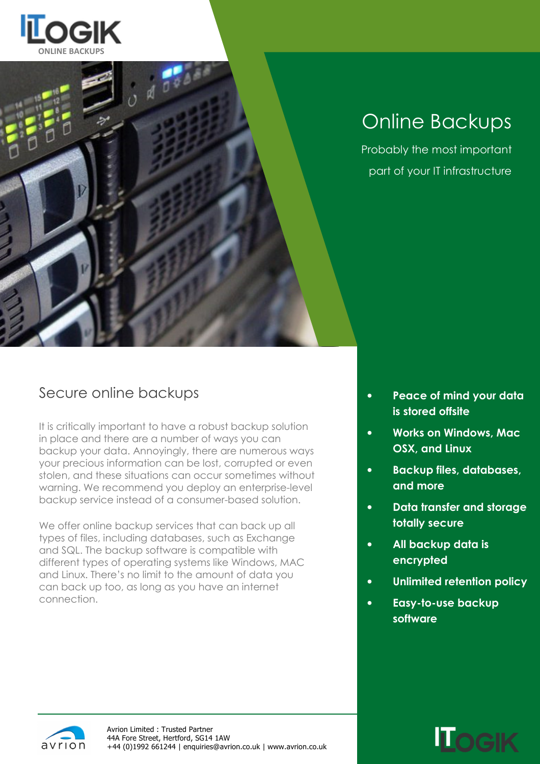ITLOGIK ONLINE BACKUPS

# Online Backups

Probably the most important part of your IT infrastructure

## Secure online backups

It is critically important to have a robust backup solution in place and there are a number of ways you can backup your data. Annoyingly, there are numerous ways your precious information can be lost, corrupted or even stolen, and these situations can occur sometimes without warning. We recommend you deploy an enterprise-level backup service instead of a consumer-based solution.

We offer online backup services that can back up all types of files, including databases, such as Exchange and SQL. The backup software is compatible with different types of operating systems like Windows, MAC and Linux. There's no limit to the amount of data you can back up too, as long as you have an internet connection.

- **Peace of mind your data is stored offsite**
- **Works on Windows, Mac OSX, and Linux**
- **Backup files, databases, and more**
- **Data transfer and storage totally secure**
- **All backup data is encrypted**
- **Unlimited retention policy**
- **Easy-to-use backup software**

avrion

Avrion Limited : Trusted Partner
44A Fore Street, Hertford, SG14 1AW
+44 (0)1992 661244 | enquiries@avrion.co.uk | www.avrion.co.uk

ITLOGIK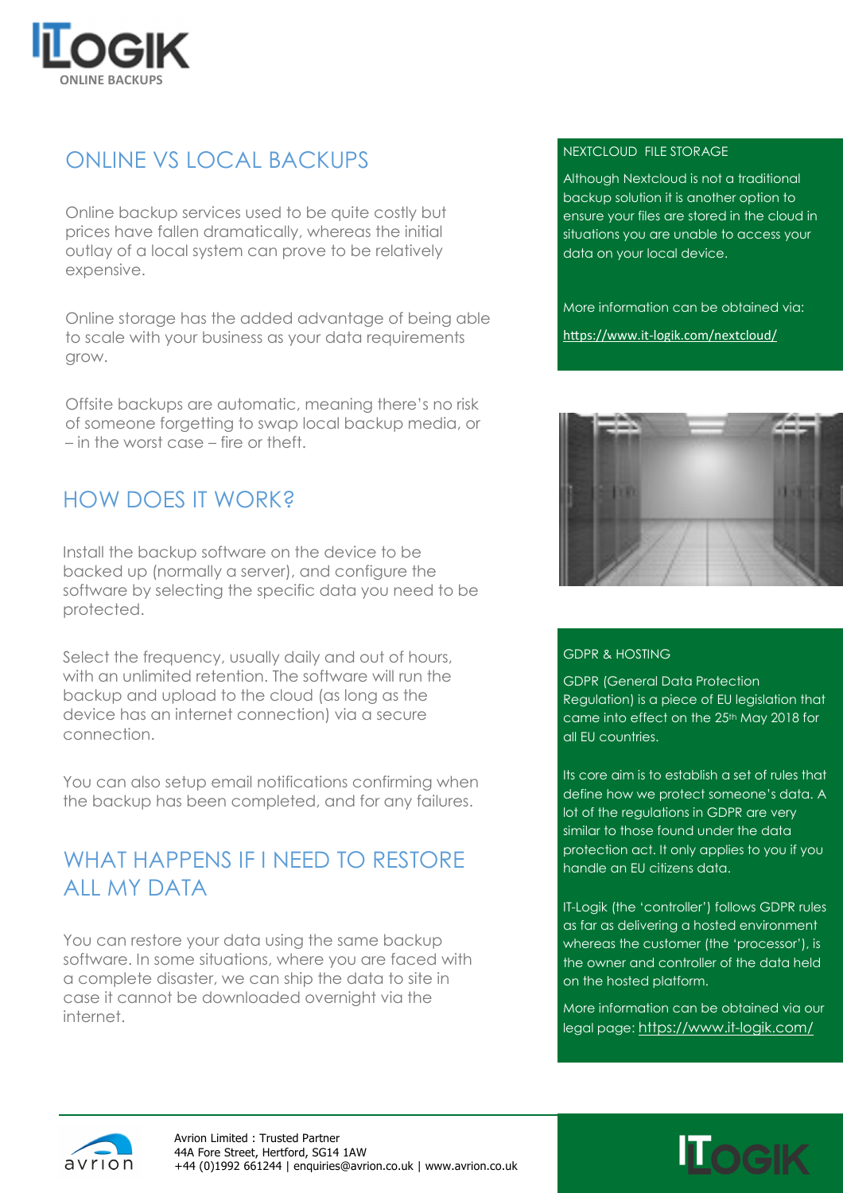# ONLINE VS LOCAL BACKUPS

Online backup services used to be quite costly but prices have fallen dramatically, whereas the initial outlay of a local system can prove to be relatively expensive.

Online storage has the added advantage of being able to scale with your business as your data requirements grow.

Offsite backups are automatic, meaning there's no risk of someone forgetting to swap local backup media, or – in the worst case – fire or theft.

# HOW DOES IT WORK?

Install the backup software on the device to be backed up (normally a server), and configure the software by selecting the specific data you need to be protected.

Select the frequency, usually daily and out of hours, with an unlimited retention. The software will run the backup and upload to the cloud (as long as the device has an internet connection) via a secure connection.

You can also setup email notifications confirming when the backup has been completed, and for any failures.

# WHAT HAPPENS IF I NEED TO RESTORE ALL MY DATA

You can restore your data using the same backup software. In some situations, where you are faced with a complete disaster, we can ship the data to site in case it cannot be downloaded overnight via the internet.

## NEXTCLOUD FILE STORAGE

Although Nextcloud is not a traditional backup solution it is another option to ensure your files are stored in the cloud in situations you are unable to access your data on your local device.

More information can be obtained via:

https://www.it-logik.com/nextcloud/

## GDPR & HOSTING

GDPR (General Data Protection Regulation) is a piece of EU legislation that came into effect on the 25th May 2018 for all EU countries.

Its core aim is to establish a set of rules that define how we protect someone's data. A lot of the regulations in GDPR are very similar to those found under the data protection act. It only applies to you if you handle an EU citizens data.

IT-Logik (the 'controller') follows GDPR rules as far as delivering a hosted environment whereas the customer (the 'processor'), is the owner and controller of the data held on the hosted platform.

More information can be obtained via our legal page: https://www.it-logik.com/

Avrion Limited : Trusted Partner
44A Fore Street, Hertford, SG14 1AW
+44 (0)1992 661244 | enquiries@avrion.co.uk | www.avrion.co.uk